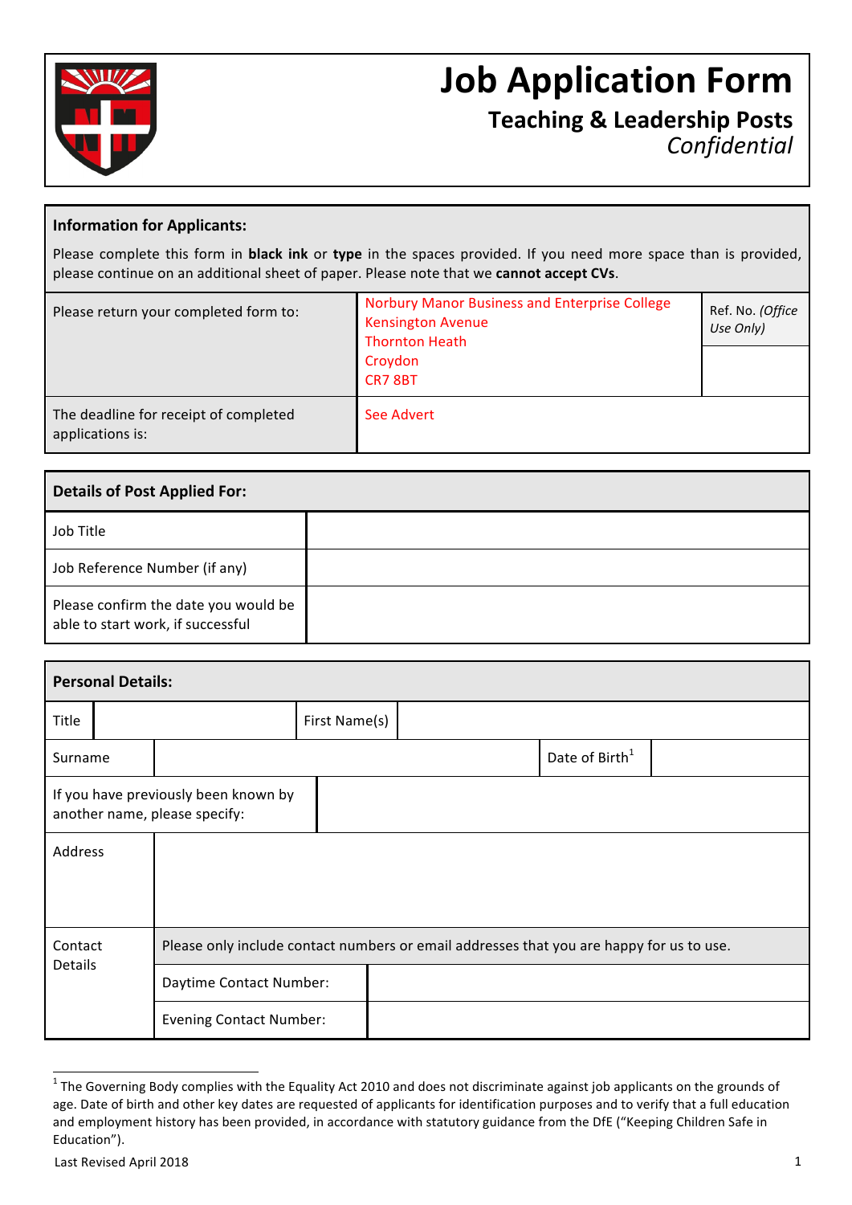# Job Application Form

## Teaching & Leadership Posts

*Confidential*

**Information for Applicants:**

Please complete this form in **black ink** or **type** in the spaces provided. If you need more space than is provided, please continue on an additional sheet of paper. Please note that we **cannot accept CVs**.

| | | |
|---|---|---|
| Please return your completed form to: | Norbury Manor Business and Enterprise College<br>Kensington Avenue<br>Thornton Heath<br>Croydon<br>CR7 8BT | Ref. No. *(Office Use Only)* |
| The deadline for receipt of completed applications is: | See Advert | |

| **Details of Post Applied For:** | |
|---|---|
| Job Title | |
| Job Reference Number (if any) | |
| Please confirm the date you would be able to start work, if successful | |

**Personal Details:**

| | | | |
|---|---|---|---|
| Title | | First Name(s) | |
| Surname | | Date of Birth[1] | |
| If you have previously been known by another name, please specify: | | | |
| Address | | | |
| Contact Details | Please only include contact numbers or email addresses that you are happy for us to use. | | |
| | Daytime Contact Number: | | |
| | Evening Contact Number: | | |

[1] The Governing Body complies with the Equality Act 2010 and does not discriminate against job applicants on the grounds of age. Date of birth and other key dates are requested of applicants for identification purposes and to verify that a full education and employment history has been provided, in accordance with statutory guidance from the DfE ("Keeping Children Safe in Education").

Last Revised April 2018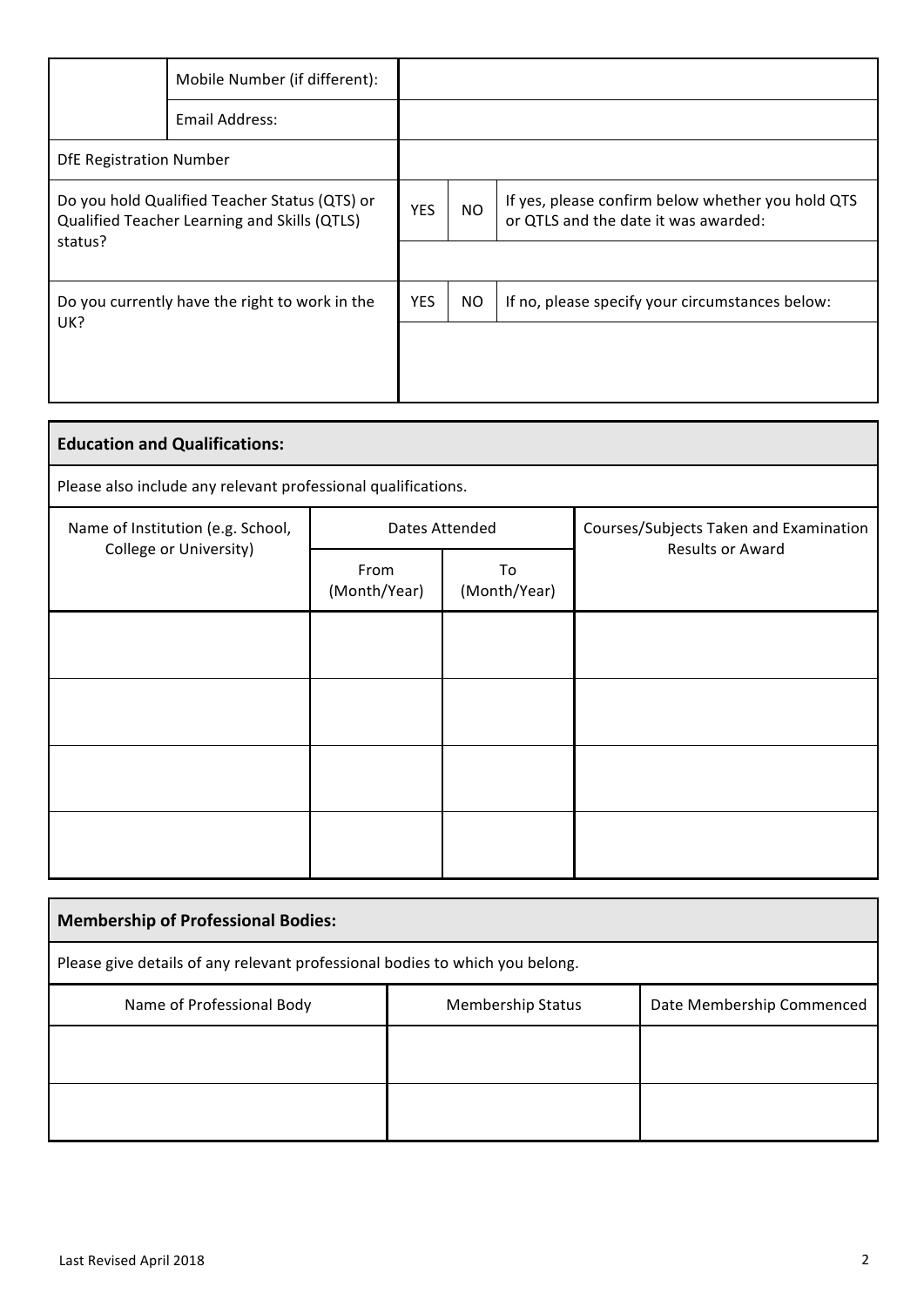| | | | | |
|---|---|---|---|---|
| | Mobile Number (if different): | | | |
| | Email Address: | | | |
| DfE Registration Number | | | | |
| Do you hold Qualified Teacher Status (QTS) or Qualified Teacher Learning and Skills (QTLS) status? | | YES | NO | If yes, please confirm below whether you hold QTS or QTLS and the date it was awarded: |
| | | | | |
| Do you currently have the right to work in the UK? | | YES | NO | If no, please specify your circumstances below: |
| | | | | |

**Education and Qualifications:**

Please also include any relevant professional qualifications.

| Name of Institution (e.g. School, College or University) | Dates Attended | | Courses/Subjects Taken and Examination Results or Award |
|---|---|---|---|
| | From (Month/Year) | To (Month/Year) | |
| | | | |
| | | | |
| | | | |
| | | | |

**Membership of Professional Bodies:**

Please give details of any relevant professional bodies to which you belong.

| Name of Professional Body | Membership Status | Date Membership Commenced |
|---|---|---|
| | | |
| | | |

Last Revised April 2018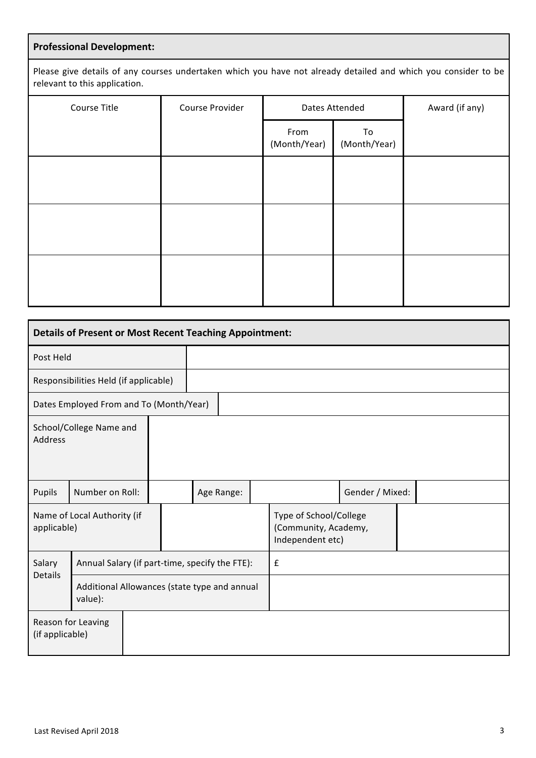## Professional Development:

Please give details of any courses undertaken which you have not already detailed and which you consider to be relevant to this application.

| Course Title | Course Provider | Dates Attended | | Award (if any) |
|---|---|---|---|---|
| | | From (Month/Year) | To (Month/Year) | |
| | | | | |
| | | | | |
| | | | | |

## Details of Present or Most Recent Teaching Appointment:

| | |
|---|---|
| Post Held | |
| Responsibilities Held (if applicable) | |
| Dates Employed From and To (Month/Year) | |
| School/College Name and Address | |

| Pupils | Number on Roll: | | Age Range: | | Gender / Mixed: | |
|---|---|---|---|---|---|---|

| | | | |
|---|---|---|---|
| Name of Local Authority (if applicable) | | Type of School/College (Community, Academy, Independent etc) | |

| Salary Details | | |
|---|---|---|
| | Annual Salary (if part-time, specify the FTE): | £ |
| | Additional Allowances (state type and annual value): | |

| | |
|---|---|
| Reason for Leaving (if applicable) | |

Last Revised April 2018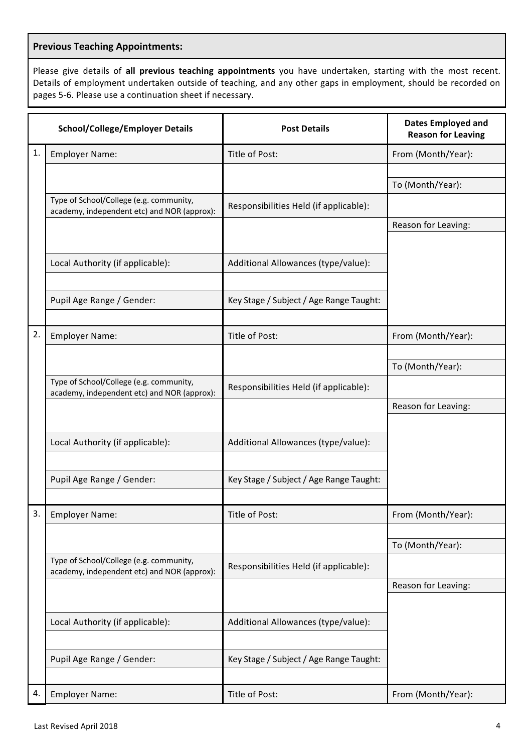## Previous Teaching Appointments:

Please give details of **all previous teaching appointments** you have undertaken, starting with the most recent. Details of employment undertaken outside of teaching, and any other gaps in employment, should be recorded on pages 5-6. Please use a continuation sheet if necessary.

| | School/College/Employer Details | Post Details | Dates Employed and Reason for Leaving |
|---|---|---|---|
| 1. | Employer Name: | Title of Post: | From (Month/Year): |
| | | | |
| | | | To (Month/Year): |
| | Type of School/College (e.g. community, academy, independent etc) and NOR (approx): | Responsibilities Held (if applicable): | |
| | | | Reason for Leaving: |
| | Local Authority (if applicable): | Additional Allowances (type/value): | |
| | | | |
| | Pupil Age Range / Gender: | Key Stage / Subject / Age Range Taught: | |
| | | | |
| 2. | Employer Name: | Title of Post: | From (Month/Year): |
| | | | |
| | | | To (Month/Year): |
| | Type of School/College (e.g. community, academy, independent etc) and NOR (approx): | Responsibilities Held (if applicable): | |
| | | | Reason for Leaving: |
| | Local Authority (if applicable): | Additional Allowances (type/value): | |
| | | | |
| | Pupil Age Range / Gender: | Key Stage / Subject / Age Range Taught: | |
| | | | |
| 3. | Employer Name: | Title of Post: | From (Month/Year): |
| | | | |
| | | | To (Month/Year): |
| | Type of School/College (e.g. community, academy, independent etc) and NOR (approx): | Responsibilities Held (if applicable): | |
| | | | Reason for Leaving: |
| | Local Authority (if applicable): | Additional Allowances (type/value): | |
| | | | |
| | Pupil Age Range / Gender: | Key Stage / Subject / Age Range Taught: | |
| | | | |
| 4. | Employer Name: | Title of Post: | From (Month/Year): |

Last Revised April 2018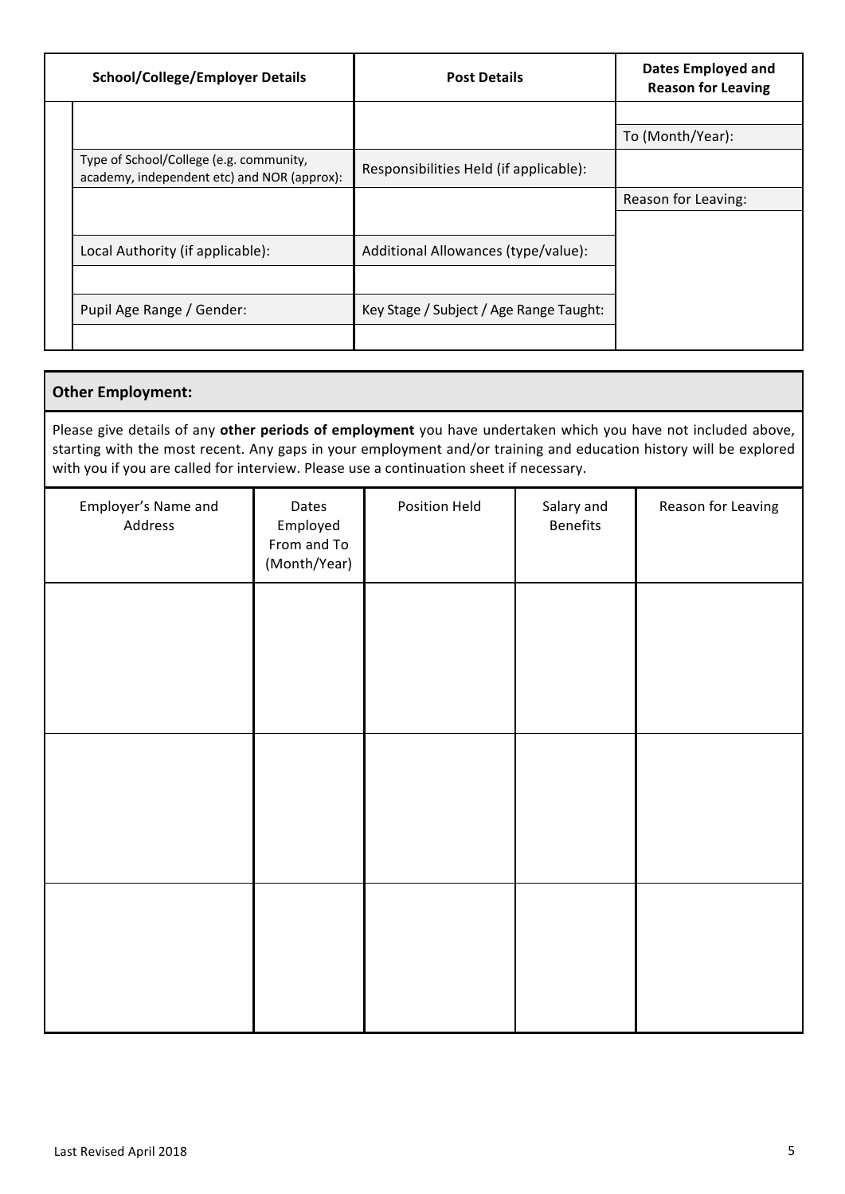| School/College/Employer Details | Post Details | Dates Employed and Reason for Leaving |
|---|---|---|
| | | |
| | | To (Month/Year): |
| Type of School/College (e.g. community, academy, independent etc) and NOR (approx): | Responsibilities Held (if applicable): | |
| | | Reason for Leaving: |
| Local Authority (if applicable): | Additional Allowances (type/value): | |
| | | |
| Pupil Age Range / Gender: | Key Stage / Subject / Age Range Taught: | |
| | | |

**Other Employment:**

Please give details of any **other periods of employment** you have undertaken which you have not included above, starting with the most recent. Any gaps in your employment and/or training and education history will be explored with you if you are called for interview. Please use a continuation sheet if necessary.

| Employer's Name and Address | Dates Employed From and To (Month/Year) | Position Held | Salary and Benefits | Reason for Leaving |
|---|---|---|---|---|
| | | | | |
| | | | | |
| | | | | |

Last Revised April 2018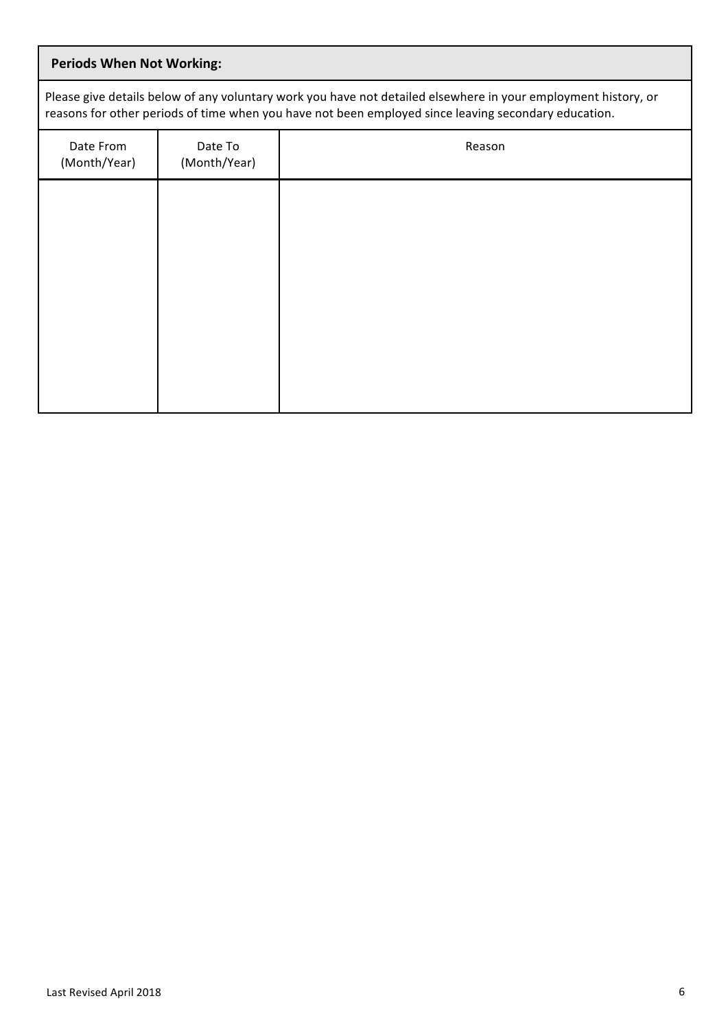**Periods When Not Working:**

Please give details below of any voluntary work you have not detailed elsewhere in your employment history, or reasons for other periods of time when you have not been employed since leaving secondary education.

| Date From (Month/Year) | Date To (Month/Year) | Reason |
| --- | --- | --- |
| | | |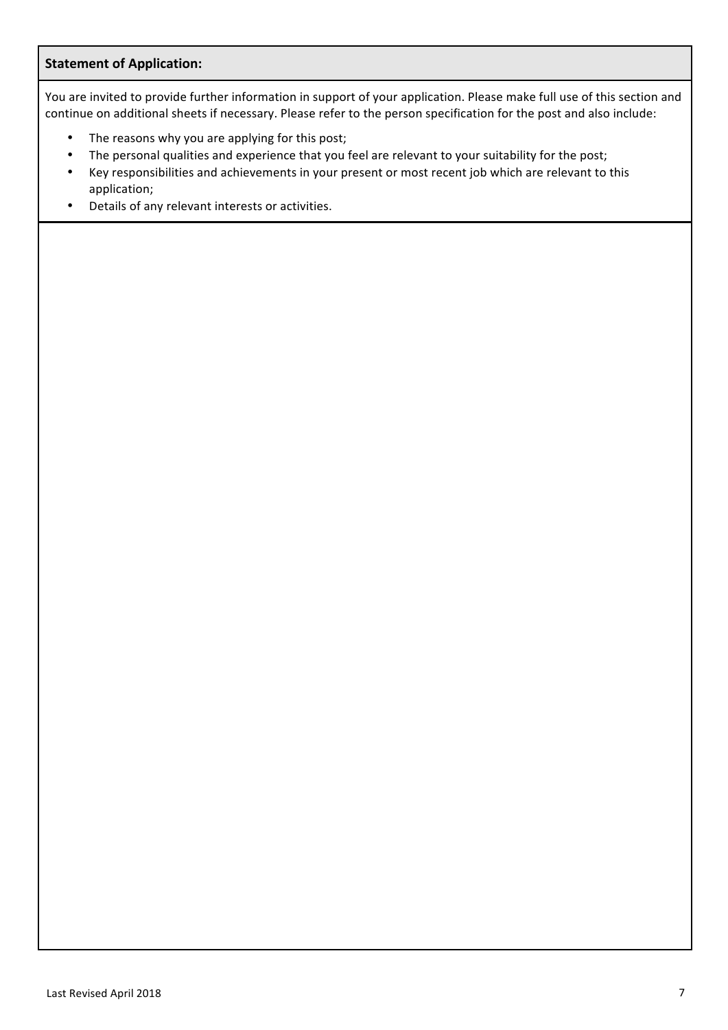## Statement of Application:

You are invited to provide further information in support of your application. Please make full use of this section and continue on additional sheets if necessary. Please refer to the person specification for the post and also include:

- The reasons why you are applying for this post;
- The personal qualities and experience that you feel are relevant to your suitability for the post;
- Key responsibilities and achievements in your present or most recent job which are relevant to this application;
- Details of any relevant interests or activities.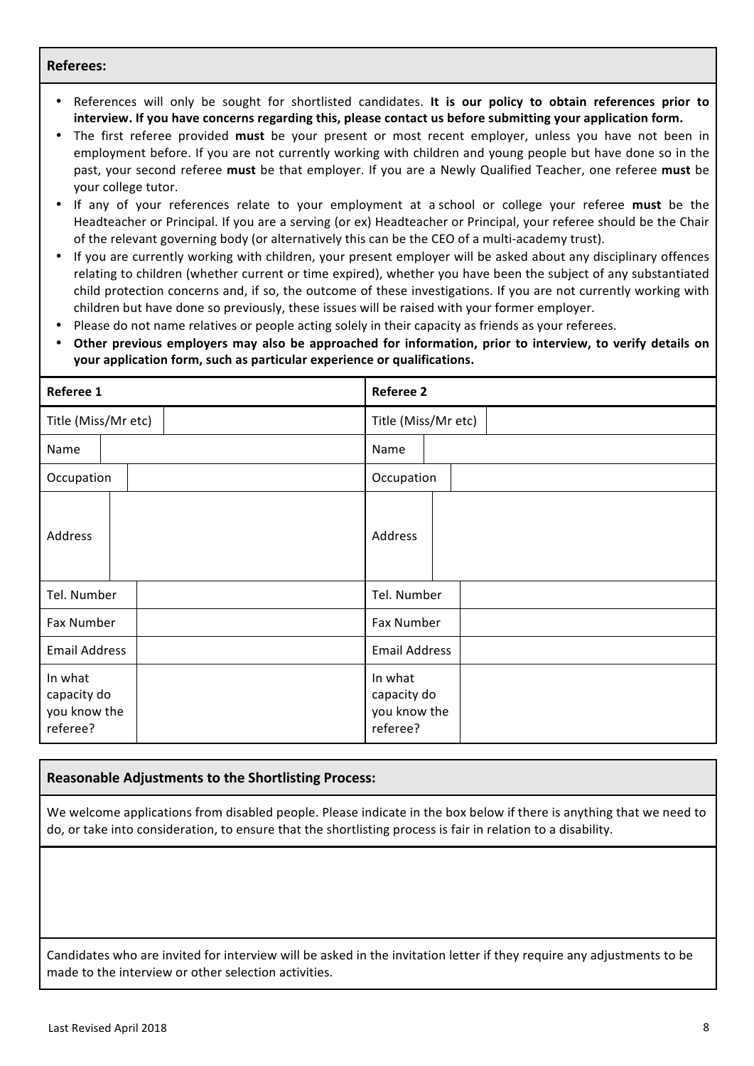## Referees:

- References will only be sought for shortlisted candidates. **It is our policy to obtain references prior to interview. If you have concerns regarding this, please contact us before submitting your application form.**
- The first referee provided **must** be your present or most recent employer, unless you have not been in employment before. If you are not currently working with children and young people but have done so in the past, your second referee **must** be that employer. If you are a Newly Qualified Teacher, one referee **must** be your college tutor.
- If any of your references relate to your employment at a school or college your referee **must** be the Headteacher or Principal. If you are a serving (or ex) Headteacher or Principal, your referee should be the Chair of the relevant governing body (or alternatively this can be the CEO of a multi-academy trust).
- If you are currently working with children, your present employer will be asked about any disciplinary offences relating to children (whether current or time expired), whether you have been the subject of any substantiated child protection concerns and, if so, the outcome of these investigations. If you are not currently working with children but have done so previously, these issues will be raised with your former employer.
- Please do not name relatives or people acting solely in their capacity as friends as your referees.
- **Other previous employers may also be approached for information, prior to interview, to verify details on your application form, such as particular experience or qualifications.**

| **Referee 1** | | **Referee 2** | |
|---|---|---|---|
| Title (Miss/Mr etc) | | Title (Miss/Mr etc) | |
| Name | | Name | |
| Occupation | | Occupation | |
| Address | | Address | |
| Tel. Number | | Tel. Number | |
| Fax Number | | Fax Number | |
| Email Address | | Email Address | |
| In what capacity do you know the referee? | | In what capacity do you know the referee? | |

## Reasonable Adjustments to the Shortlisting Process:

We welcome applications from disabled people. Please indicate in the box below if there is anything that we need to do, or take into consideration, to ensure that the shortlisting process is fair in relation to a disability.

Candidates who are invited for interview will be asked in the invitation letter if they require any adjustments to be made to the interview or other selection activities.

Last Revised April 2018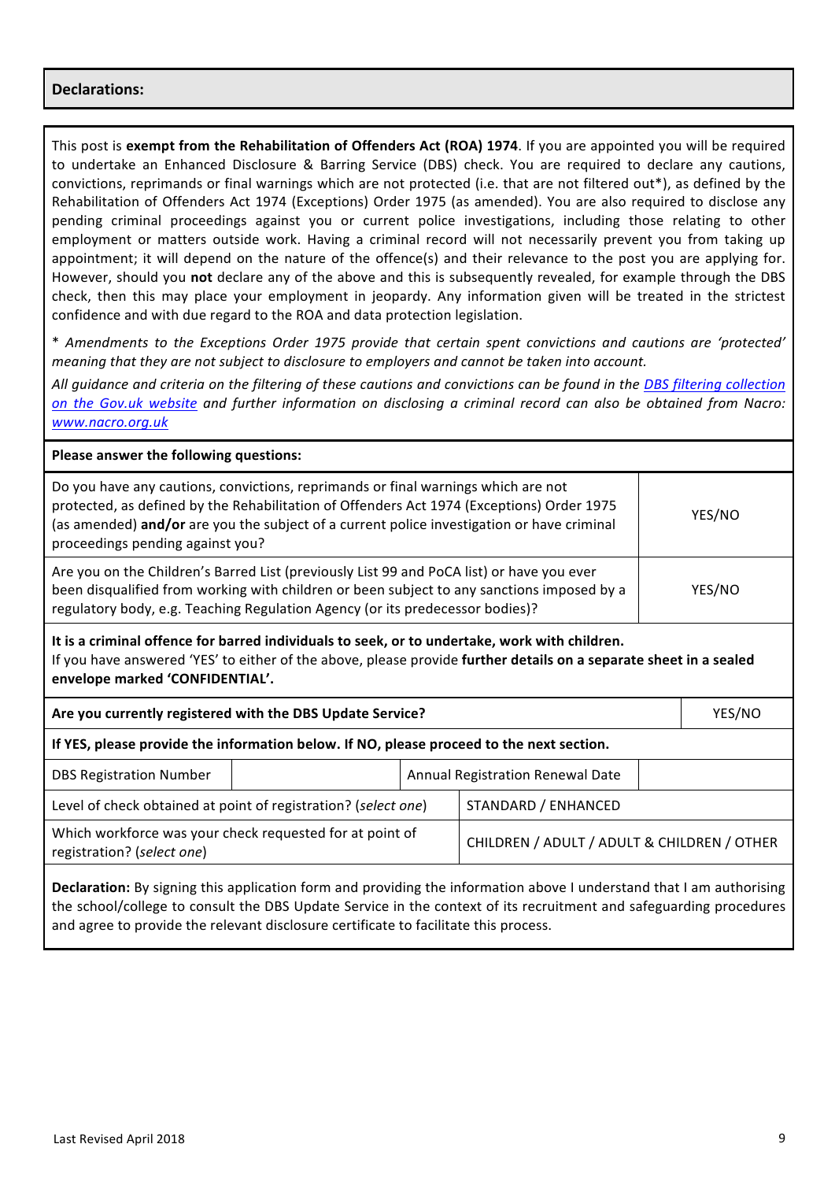## Declarations:

This post is **exempt from the Rehabilitation of Offenders Act (ROA) 1974**. If you are appointed you will be required to undertake an Enhanced Disclosure & Barring Service (DBS) check. You are required to declare any cautions, convictions, reprimands or final warnings which are not protected (i.e. that are not filtered out*), as defined by the Rehabilitation of Offenders Act 1974 (Exceptions) Order 1975 (as amended). You are also required to disclose any pending criminal proceedings against you or current police investigations, including those relating to other employment or matters outside work. Having a criminal record will not necessarily prevent you from taking up appointment; it will depend on the nature of the offence(s) and their relevance to the post you are applying for. However, should you **not** declare any of the above and this is subsequently revealed, for example through the DBS check, then this may place your employment in jeopardy. Any information given will be treated in the strictest confidence and with due regard to the ROA and data protection legislation.

*\* Amendments to the Exceptions Order 1975 provide that certain spent convictions and cautions are 'protected' meaning that they are not subject to disclosure to employers and cannot be taken into account.*

*All guidance and criteria on the filtering of these cautions and convictions can be found in the [DBS filtering collection on the Gov.uk website](#) and further information on disclosing a criminal record can also be obtained from Nacro: [www.nacro.org.uk](http://www.nacro.org.uk)*

**Please answer the following questions:**

| Question | Answer |
|---|---|
| Do you have any cautions, convictions, reprimands or final warnings which are not protected, as defined by the Rehabilitation of Offenders Act 1974 (Exceptions) Order 1975 (as amended) **and/or** are you the subject of a current police investigation or have criminal proceedings pending against you? | YES/NO |
| Are you on the Children's Barred List (previously List 99 and PoCA list) or have you ever been disqualified from working with children or been subject to any sanctions imposed by a regulatory body, e.g. Teaching Regulation Agency (or its predecessor bodies)? | YES/NO |

**It is a criminal offence for barred individuals to seek, or to undertake, work with children.**
If you have answered 'YES' to either of the above, please provide **further details on a separate sheet in a sealed envelope marked 'CONFIDENTIAL'.**

| **Are you currently registered with the DBS Update Service?** | YES/NO |
|---|---|

**If YES, please provide the information below. If NO, please proceed to the next section.**

| DBS Registration Number | | Annual Registration Renewal Date | |
|---|---|---|---|

| | |
|---|---|
| Level of check obtained at point of registration? (*select one*) | STANDARD / ENHANCED |
| Which workforce was your check requested for at point of registration? (*select one*) | CHILDREN / ADULT / ADULT & CHILDREN / OTHER |

**Declaration:** By signing this application form and providing the information above I understand that I am authorising the school/college to consult the DBS Update Service in the context of its recruitment and safeguarding procedures and agree to provide the relevant disclosure certificate to facilitate this process.

Last Revised April 2018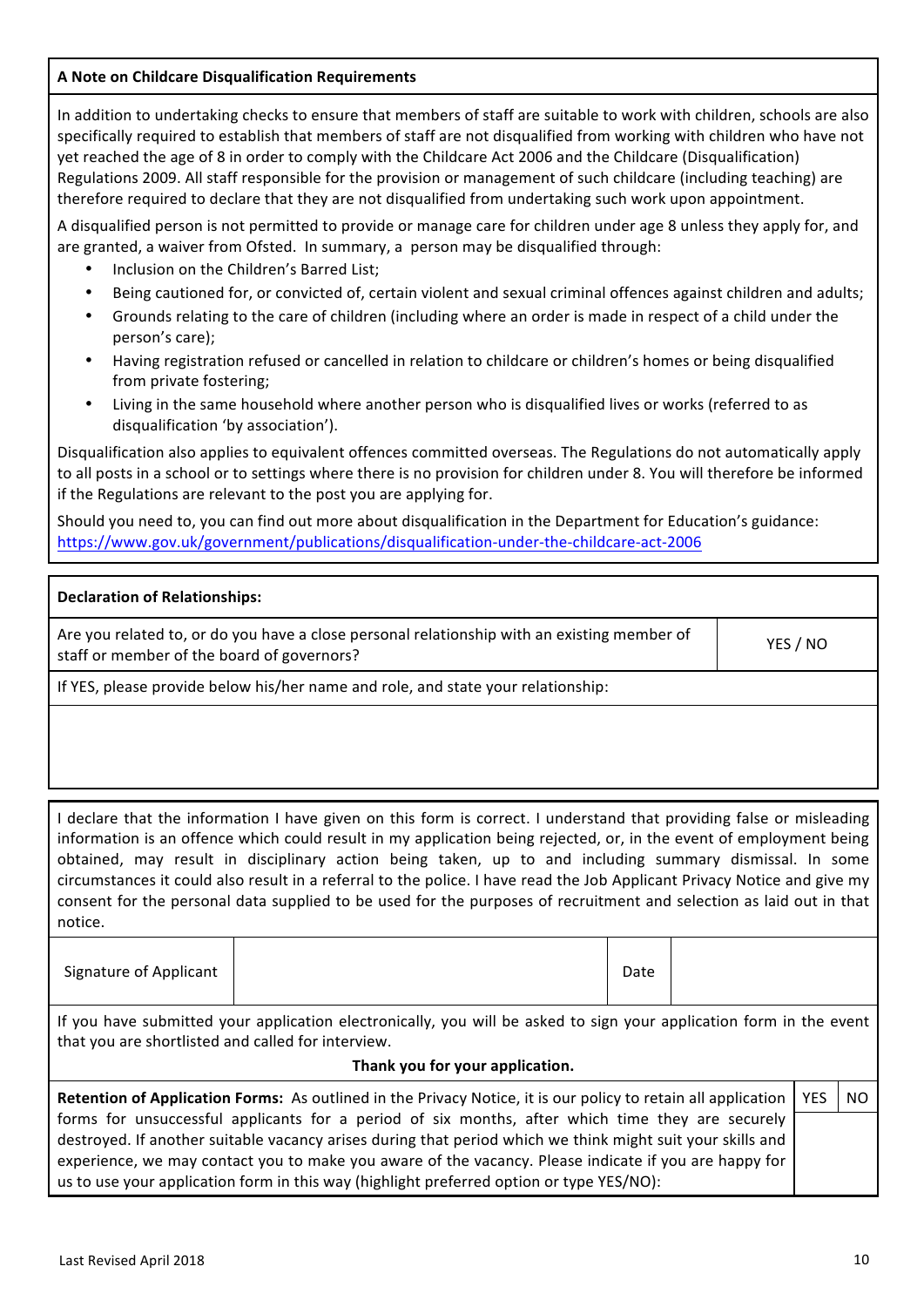**A Note on Childcare Disqualification Requirements**

In addition to undertaking checks to ensure that members of staff are suitable to work with children, schools are also specifically required to establish that members of staff are not disqualified from working with children who have not yet reached the age of 8 in order to comply with the Childcare Act 2006 and the Childcare (Disqualification) Regulations 2009. All staff responsible for the provision or management of such childcare (including teaching) are therefore required to declare that they are not disqualified from undertaking such work upon appointment.

A disqualified person is not permitted to provide or manage care for children under age 8 unless they apply for, and are granted, a waiver from Ofsted. In summary, a person may be disqualified through:

- Inclusion on the Children's Barred List;
- Being cautioned for, or convicted of, certain violent and sexual criminal offences against children and adults;
- Grounds relating to the care of children (including where an order is made in respect of a child under the person's care);
- Having registration refused or cancelled in relation to childcare or children's homes or being disqualified from private fostering;
- Living in the same household where another person who is disqualified lives or works (referred to as disqualification 'by association').

Disqualification also applies to equivalent offences committed overseas. The Regulations do not automatically apply to all posts in a school or to settings where there is no provision for children under 8. You will therefore be informed if the Regulations are relevant to the post you are applying for.

Should you need to, you can find out more about disqualification in the Department for Education's guidance: https://www.gov.uk/government/publications/disqualification-under-the-childcare-act-2006

| **Declaration of Relationships:** | |
|---|---|
| Are you related to, or do you have a close personal relationship with an existing member of staff or member of the board of governors? | YES / NO |
| If YES, please provide below his/her name and role, and state your relationship: | |
| | |

I declare that the information I have given on this form is correct. I understand that providing false or misleading information is an offence which could result in my application being rejected, or, in the event of employment being obtained, may result in disciplinary action being taken, up to and including summary dismissal. In some circumstances it could also result in a referral to the police. I have read the Job Applicant Privacy Notice and give my consent for the personal data supplied to be used for the purposes of recruitment and selection as laid out in that notice.

| Signature of Applicant | | Date | |
|---|---|---|---|

If you have submitted your application electronically, you will be asked to sign your application form in the event that you are shortlisted and called for interview.

**Thank you for your application.**

| | YES | NO |
|---|---|---|
| **Retention of Application Forms:** As outlined in the Privacy Notice, it is our policy to retain all application forms for unsuccessful applicants for a period of six months, after which time they are securely destroyed. If another suitable vacancy arises during that period which we think might suit your skills and experience, we may contact you to make you aware of the vacancy. Please indicate if you are happy for us to use your application form in this way (highlight preferred option or type YES/NO): | | |

Last Revised April 2018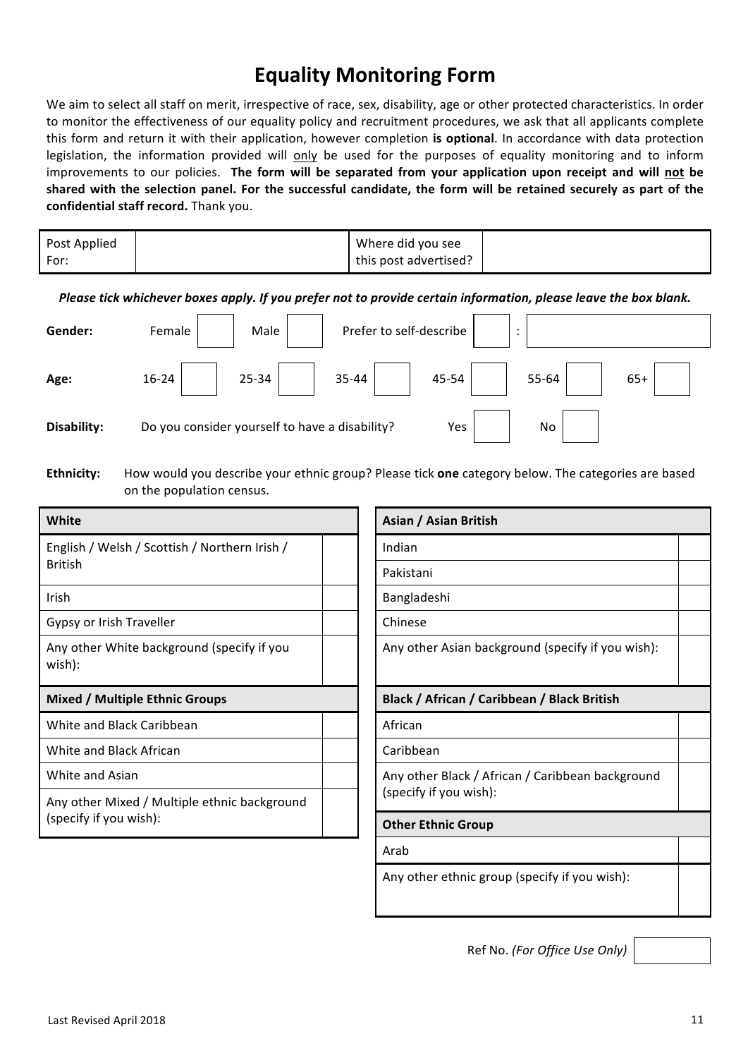# Equality Monitoring Form

We aim to select all staff on merit, irrespective of race, sex, disability, age or other protected characteristics. In order to monitor the effectiveness of our equality policy and recruitment procedures, we ask that all applicants complete this form and return it with their application, however completion **is optional**. In accordance with data protection legislation, the information provided will only be used for the purposes of equality monitoring and to inform improvements to our policies. **The form will be separated from your application upon receipt and will not be shared with the selection panel. For the successful candidate, the form will be retained securely as part of the confidential staff record.** Thank you.

| | | | |
|---|---|---|---|
| Post Applied For: | | Where did you see this post advertised? | |

***Please tick whichever boxes apply. If you prefer not to provide certain information, please leave the box blank.***

**Gender:** Female [ ] Male [ ] Prefer to self-describe [ ] : ____________

**Age:** 16-24 [ ] 25-34 [ ] 35-44 [ ] 45-54 [ ] 55-64 [ ] 65+ [ ]

**Disability:** Do you consider yourself to have a disability? Yes [ ] No [ ]

**Ethnicity:** How would you describe your ethnic group? Please tick **one** category below. The categories are based on the population census.

| **White** | |
|---|---|
| English / Welsh / Scottish / Northern Irish / British | |
| Irish | |
| Gypsy or Irish Traveller | |
| Any other White background (specify if you wish): | |
| **Mixed / Multiple Ethnic Groups** | |
| White and Black Caribbean | |
| White and Black African | |
| White and Asian | |
| Any other Mixed / Multiple ethnic background (specify if you wish): | |

| **Asian / Asian British** | |
|---|---|
| Indian | |
| Pakistani | |
| Bangladeshi | |
| Chinese | |
| Any other Asian background (specify if you wish): | |
| **Black / African / Caribbean / Black British** | |
| African | |
| Caribbean | |
| Any other Black / African / Caribbean background (specify if you wish): | |
| **Other Ethnic Group** | |
| Arab | |
| Any other ethnic group (specify if you wish): | |

Ref No. *(For Office Use Only)* [ ]

Last Revised April 2018